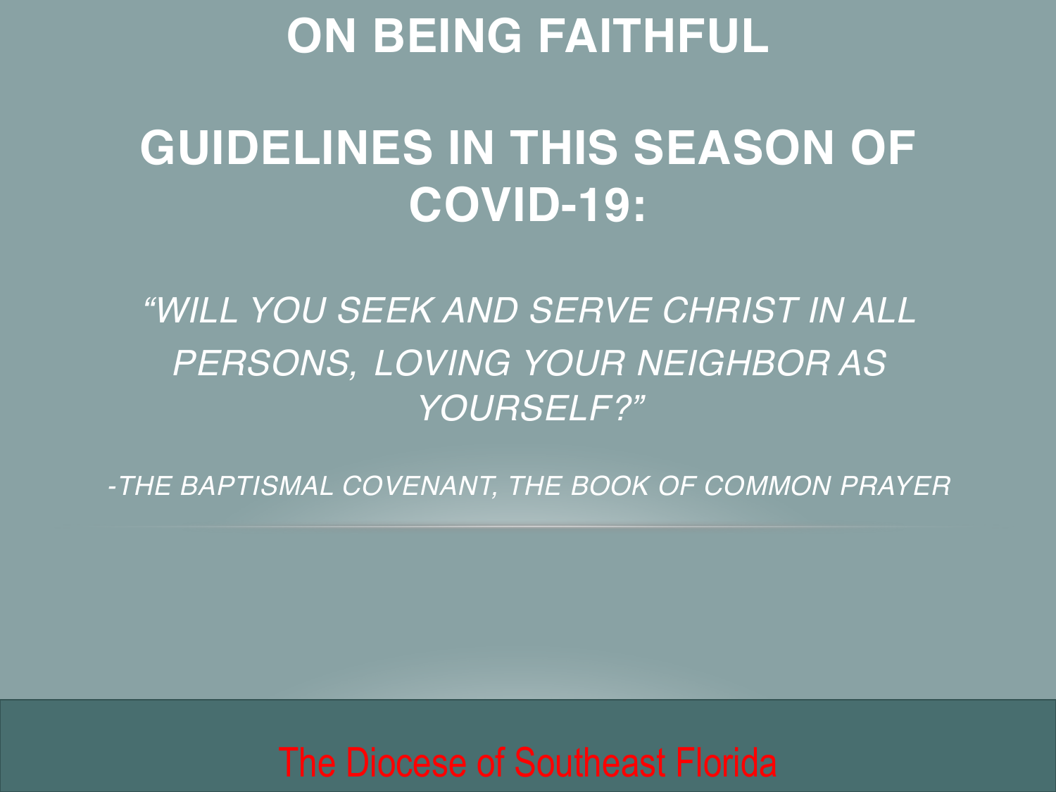# ON BEING FAITHFUL

# GUIDELINES IN THIS SEASON OF COVID-19:

*"WILL YOU SEEK AND SERVE CHRIST IN ALL PERSONS, LOVING YOUR NEIGHBOR AS YOURSELF?"*

*-THE BAPTISMAL COVENANT, THE BOOK OF COMMON PRAYER*

The Diocese of Southeast Florida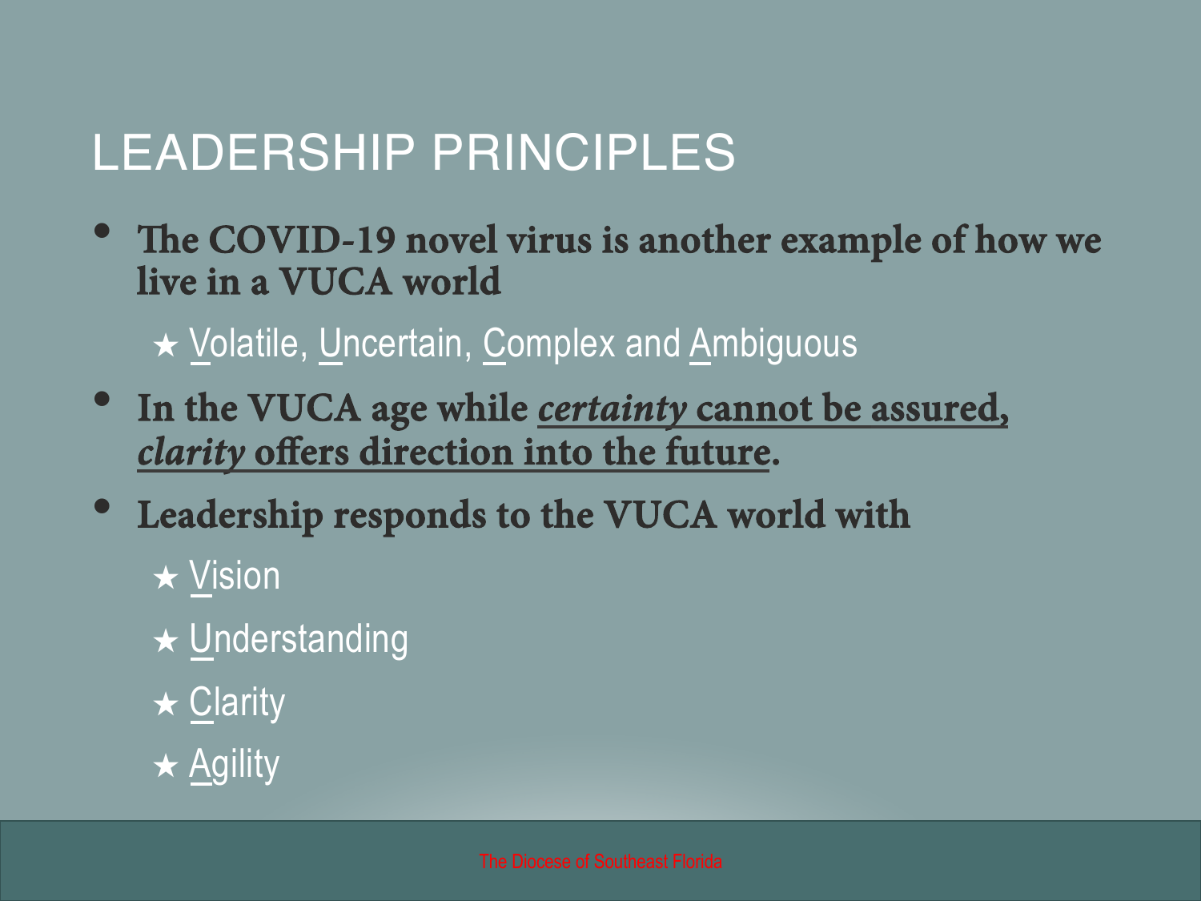# LEADERSHIP PRINCIPLES

- **The COVID-19 novel virus is another example of how we live in a VUCA world**
  - ★ Volatile, Uncertain, Complex and Ambiguous
- **In the VUCA age while *certainty* cannot be assured, *clarity* offers direction into the future.**
- **Leadership responds to the VUCA world with**
  - ★ Vision
  - ★ Understanding
  - ★ Clarity
  - ★ Agility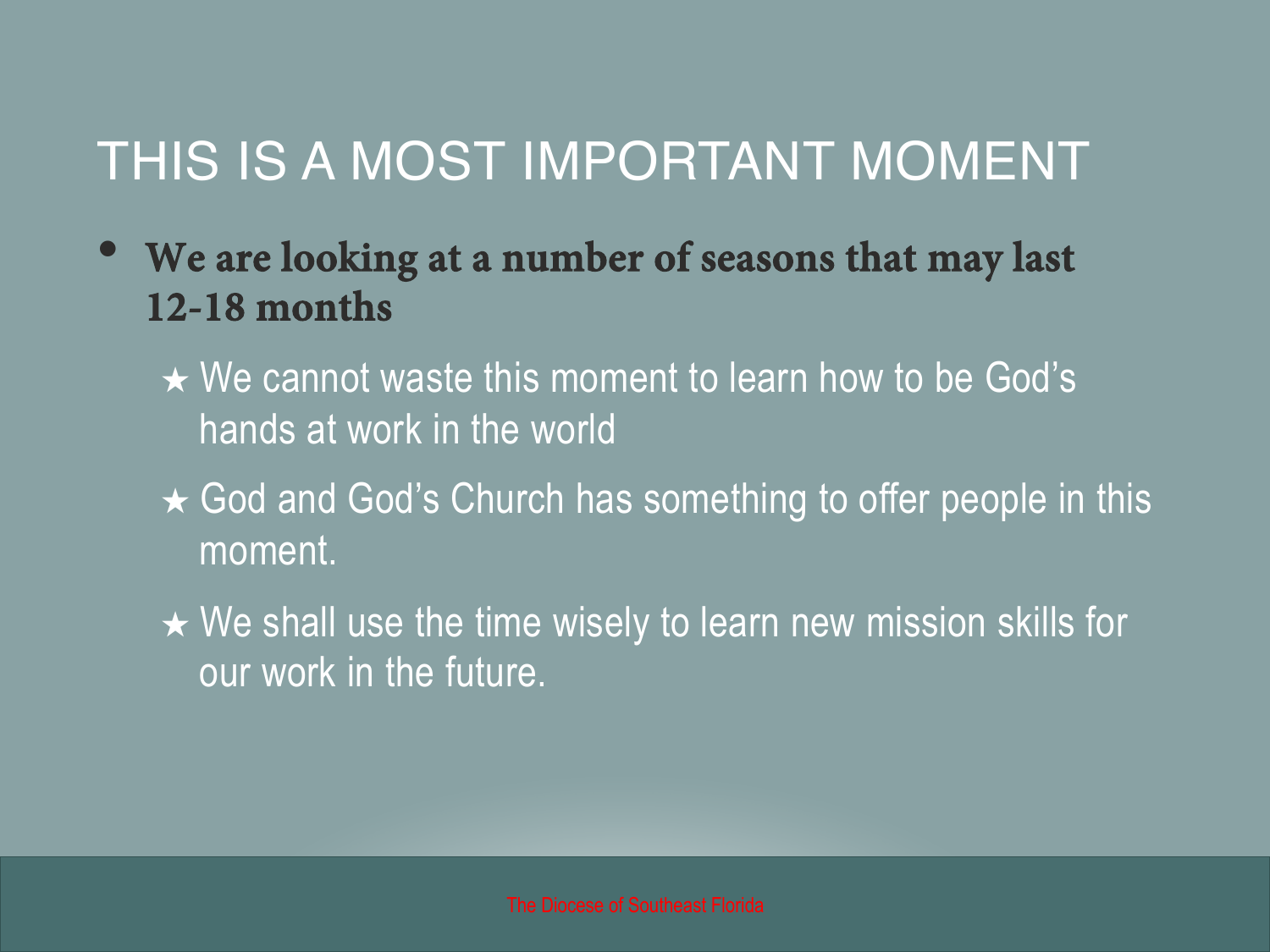# THIS IS A MOST IMPORTANT MOMENT

- **We are looking at a number of seasons that may last 12-18 months**
  - ★ We cannot waste this moment to learn how to be God's hands at work in the world
  - ★ God and God's Church has something to offer people in this moment.
  - ★ We shall use the time wisely to learn new mission skills for our work in the future.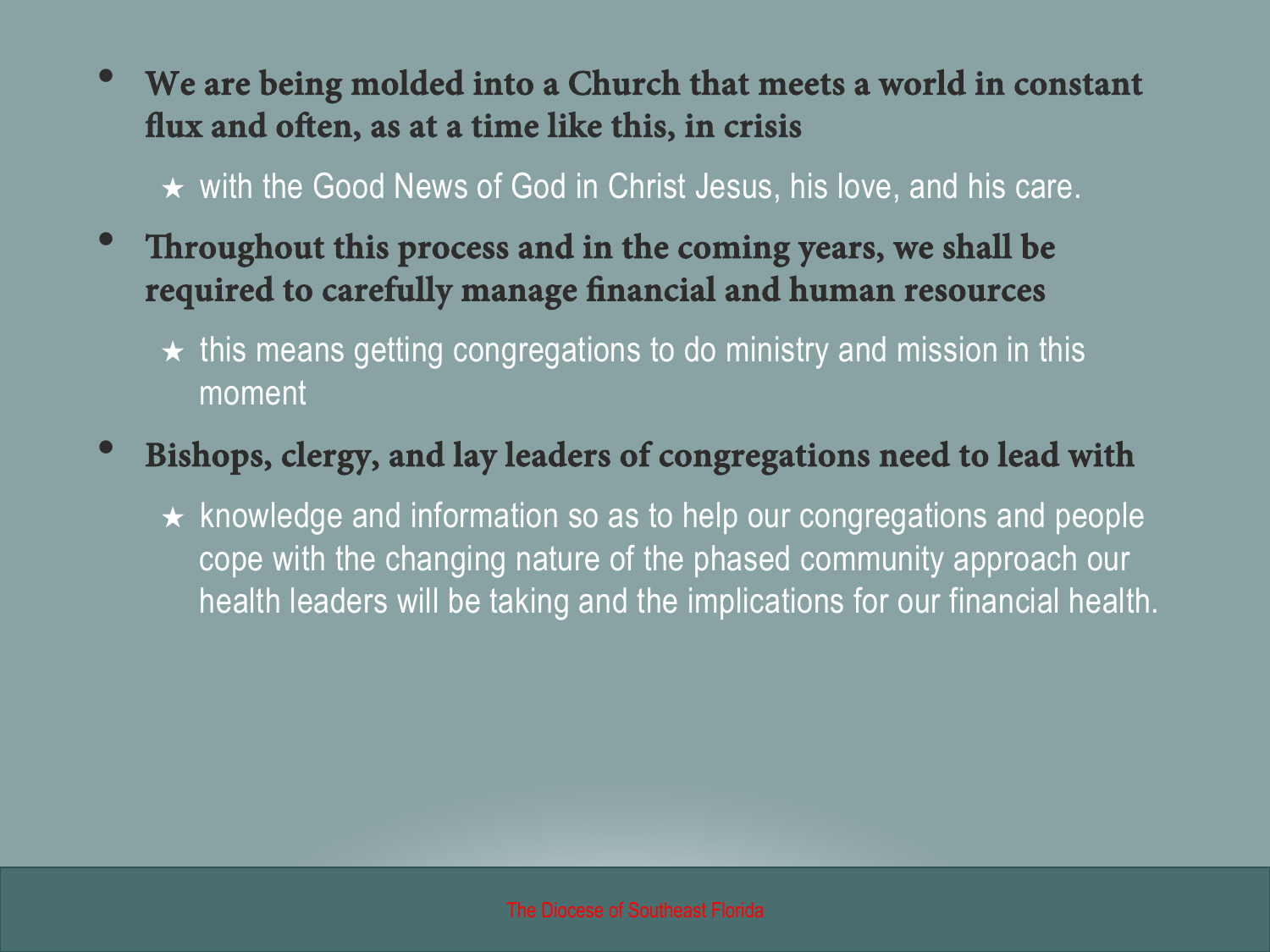- **We are being molded into a Church that meets a world in constant flux and often, as at a time like this, in crisis**
  - ★ with the Good News of God in Christ Jesus, his love, and his care.
- **Throughout this process and in the coming years, we shall be required to carefully manage financial and human resources**
  - ★ this means getting congregations to do ministry and mission in this moment
- **Bishops, clergy, and lay leaders of congregations need to lead with**
  - ★ knowledge and information so as to help our congregations and people cope with the changing nature of the phased community approach our health leaders will be taking and the implications for our financial health.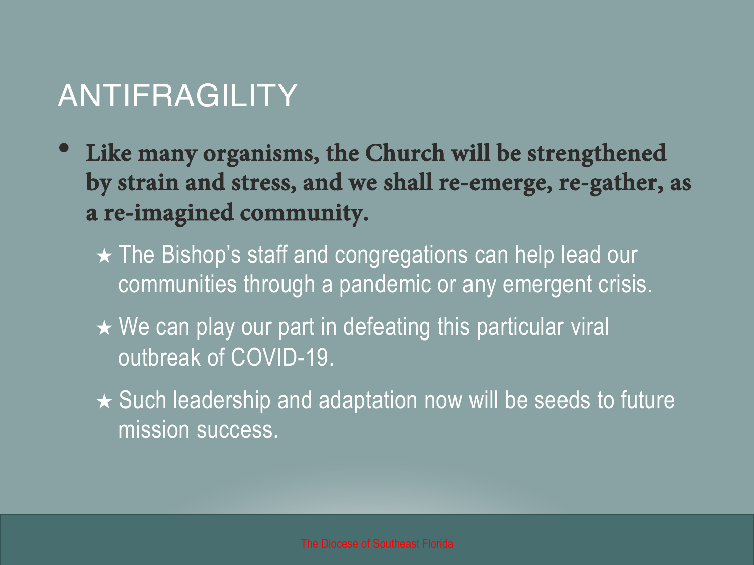# ANTIFRAGILITY

- **Like many organisms, the Church will be strengthened by strain and stress, and we shall re-emerge, re-gather, as a re-imagined community.**
  - ★ The Bishop's staff and congregations can help lead our communities through a pandemic or any emergent crisis.
  - ★ We can play our part in defeating this particular viral outbreak of COVID-19.
  - ★ Such leadership and adaptation now will be seeds to future mission success.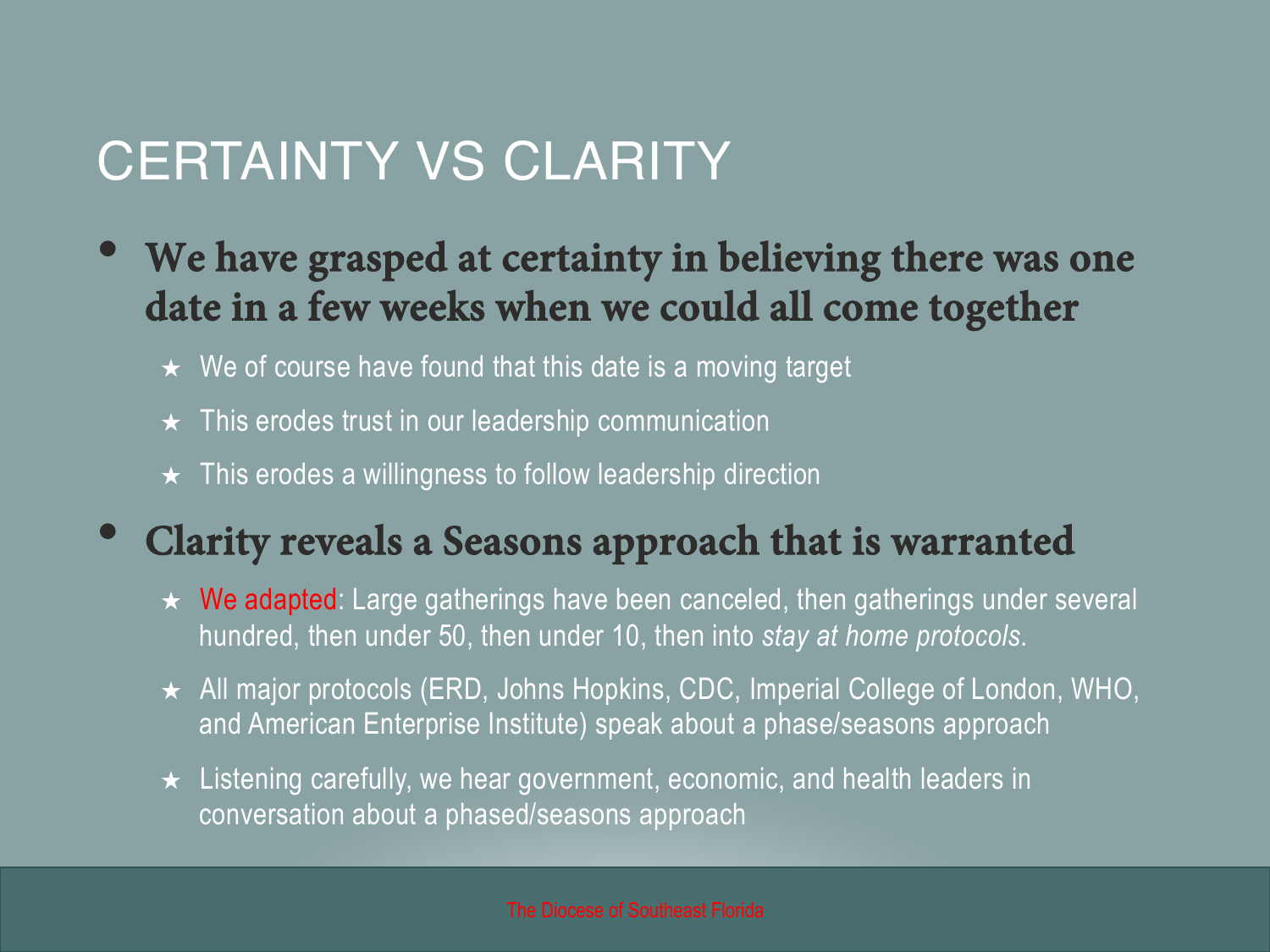# CERTAINTY VS CLARITY

- **We have grasped at certainty in believing there was one date in a few weeks when we could all come together**
  - We of course have found that this date is a moving target
  - This erodes trust in our leadership communication
  - This erodes a willingness to follow leadership direction
- **Clarity reveals a Seasons approach that is warranted**
  - We adapted: Large gatherings have been canceled, then gatherings under several hundred, then under 50, then under 10, then into *stay at home protocols*.
  - All major protocols (ERD, Johns Hopkins, CDC, Imperial College of London, WHO, and American Enterprise Institute) speak about a phase/seasons approach
  - Listening carefully, we hear government, economic, and health leaders in conversation about a phased/seasons approach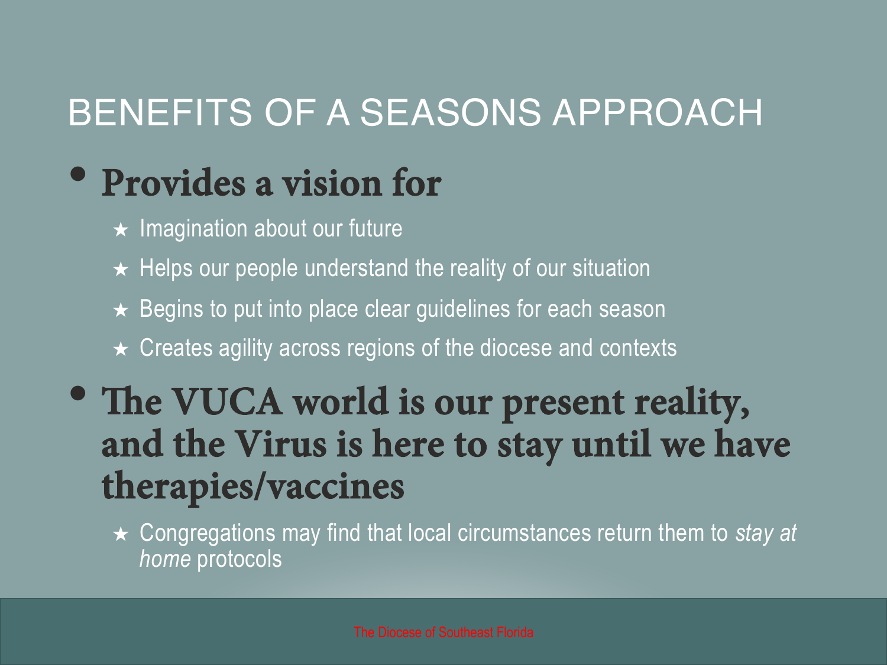# BENEFITS OF A SEASONS APPROACH

- **Provides a vision for**
  - Imagination about our future
  - Helps our people understand the reality of our situation
  - Begins to put into place clear guidelines for each season
  - Creates agility across regions of the diocese and contexts
- **The VUCA world is our present reality, and the Virus is here to stay until we have therapies/vaccines**
  - Congregations may find that local circumstances return them to *stay at home* protocols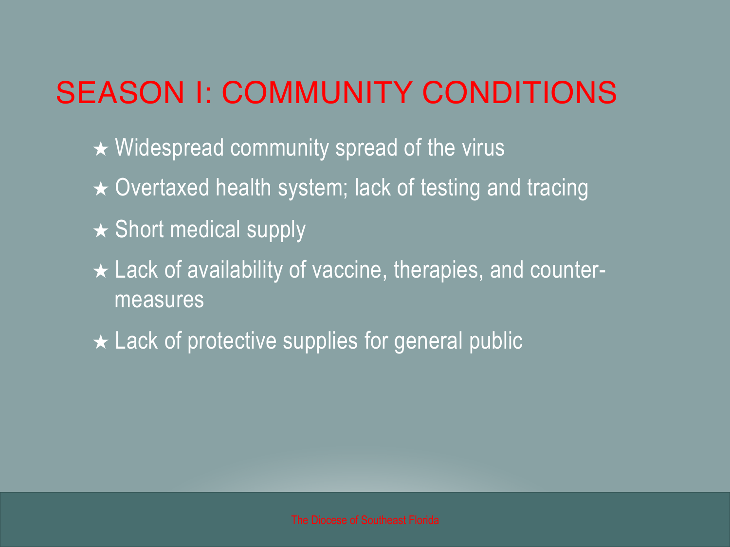# SEASON I: COMMUNITY CONDITIONS

- Widespread community spread of the virus
- Overtaxed health system; lack of testing and tracing
- Short medical supply
- Lack of availability of vaccine, therapies, and counter-measures
- Lack of protective supplies for general public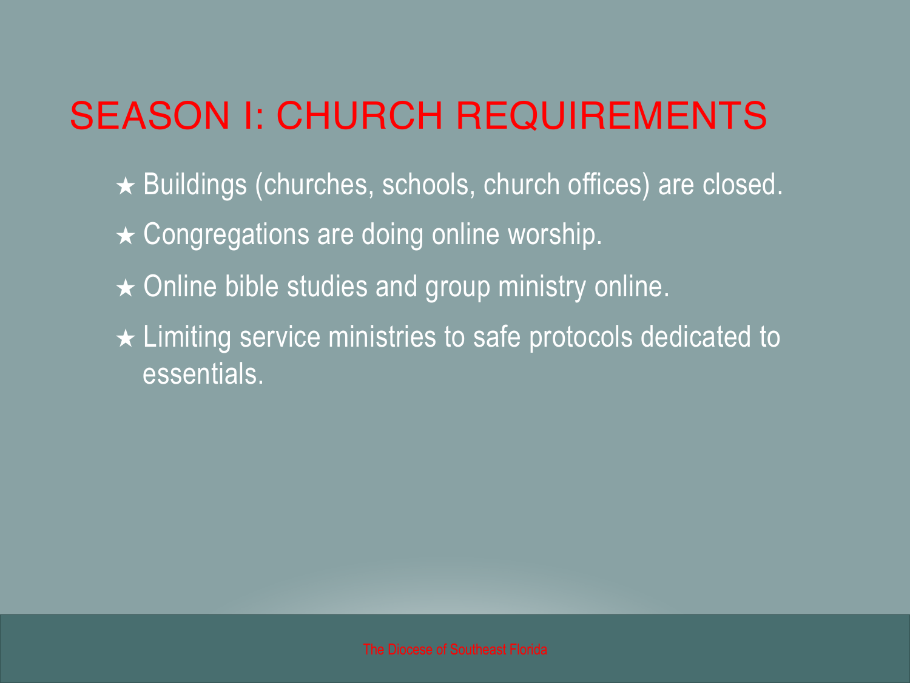# SEASON I: CHURCH REQUIREMENTS

- ★ Buildings (churches, schools, church offices) are closed.
- ★ Congregations are doing online worship.
- ★ Online bible studies and group ministry online.
- ★ Limiting service ministries to safe protocols dedicated to essentials.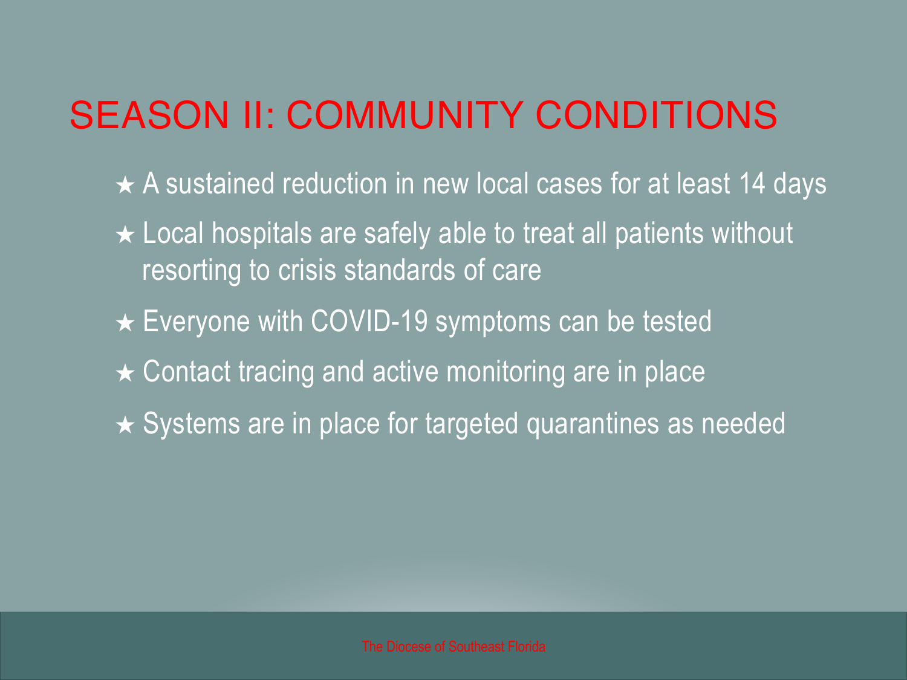# SEASON II: COMMUNITY CONDITIONS

- ★ A sustained reduction in new local cases for at least 14 days
- ★ Local hospitals are safely able to treat all patients without resorting to crisis standards of care
- ★ Everyone with COVID-19 symptoms can be tested
- ★ Contact tracing and active monitoring are in place
- ★ Systems are in place for targeted quarantines as needed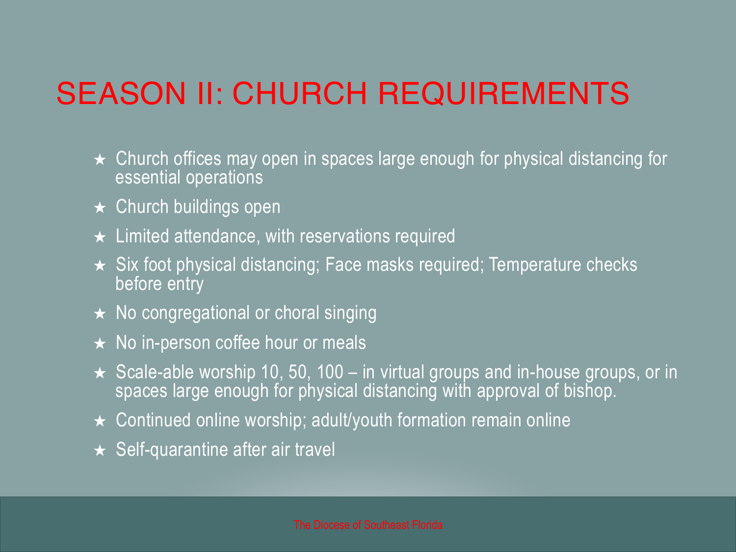# SEASON II: CHURCH REQUIREMENTS

- Church offices may open in spaces large enough for physical distancing for essential operations
- Church buildings open
- Limited attendance, with reservations required
- Six foot physical distancing; Face masks required; Temperature checks before entry
- No congregational or choral singing
- No in-person coffee hour or meals
- Scale-able worship 10, 50, 100 – in virtual groups and in-house groups, or in spaces large enough for physical distancing with approval of bishop.
- Continued online worship; adult/youth formation remain online
- Self-quarantine after air travel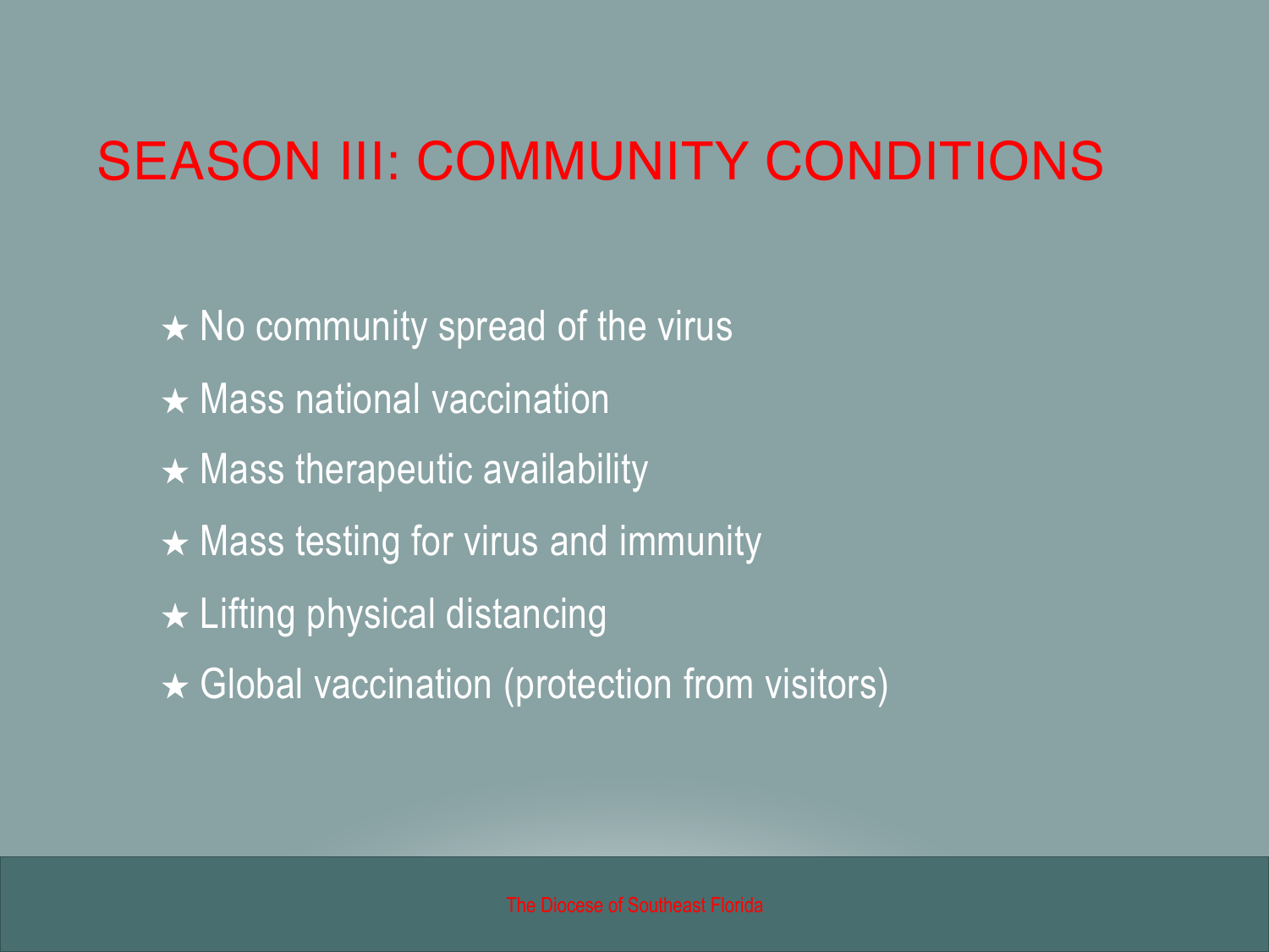# SEASON III: COMMUNITY CONDITIONS

- ★ No community spread of the virus
- ★ Mass national vaccination
- ★ Mass therapeutic availability
- ★ Mass testing for virus and immunity
- ★ Lifting physical distancing
- ★ Global vaccination (protection from visitors)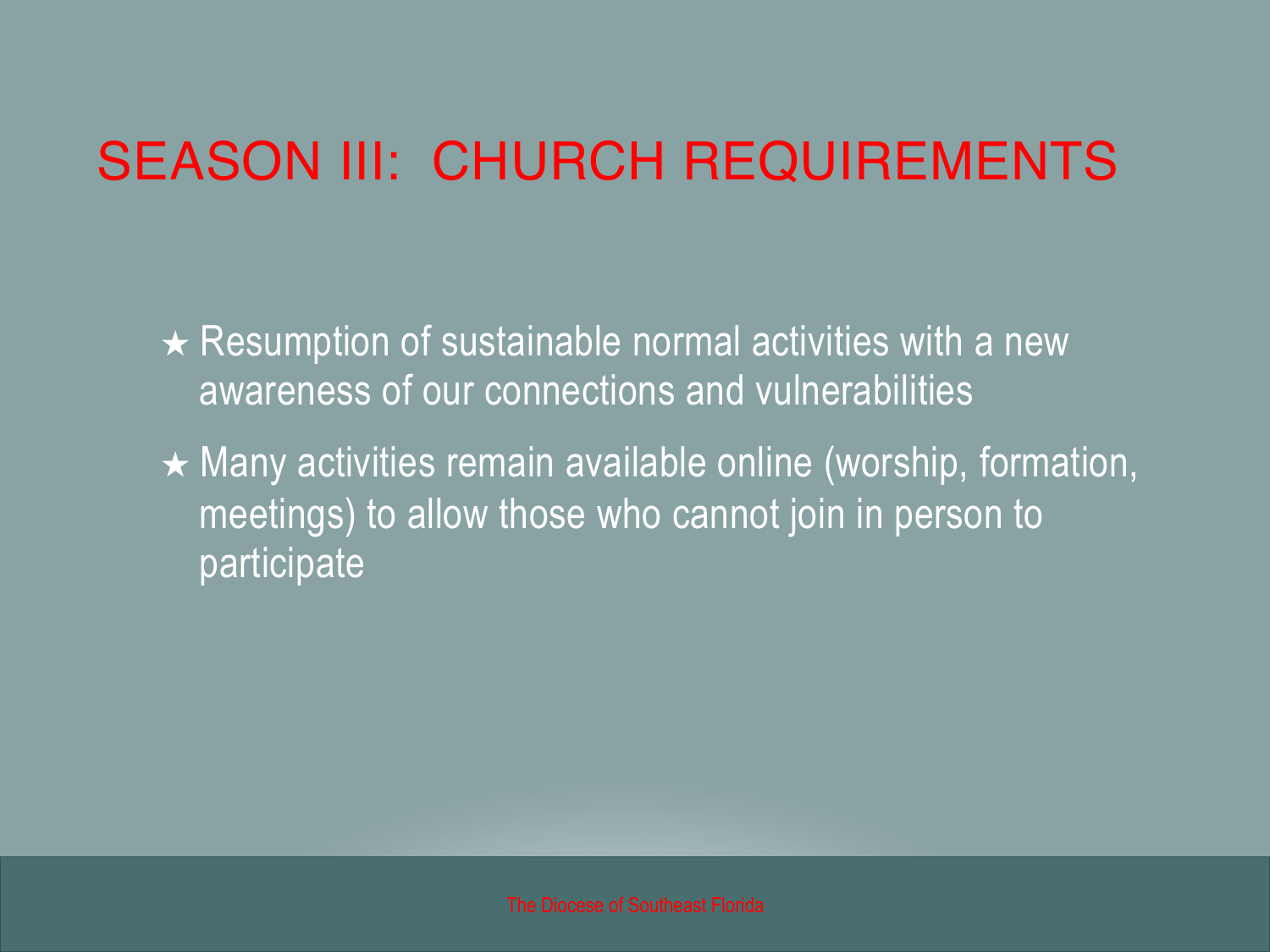# SEASON III: CHURCH REQUIREMENTS

- ★ Resumption of sustainable normal activities with a new awareness of our connections and vulnerabilities
- ★ Many activities remain available online (worship, formation, meetings) to allow those who cannot join in person to participate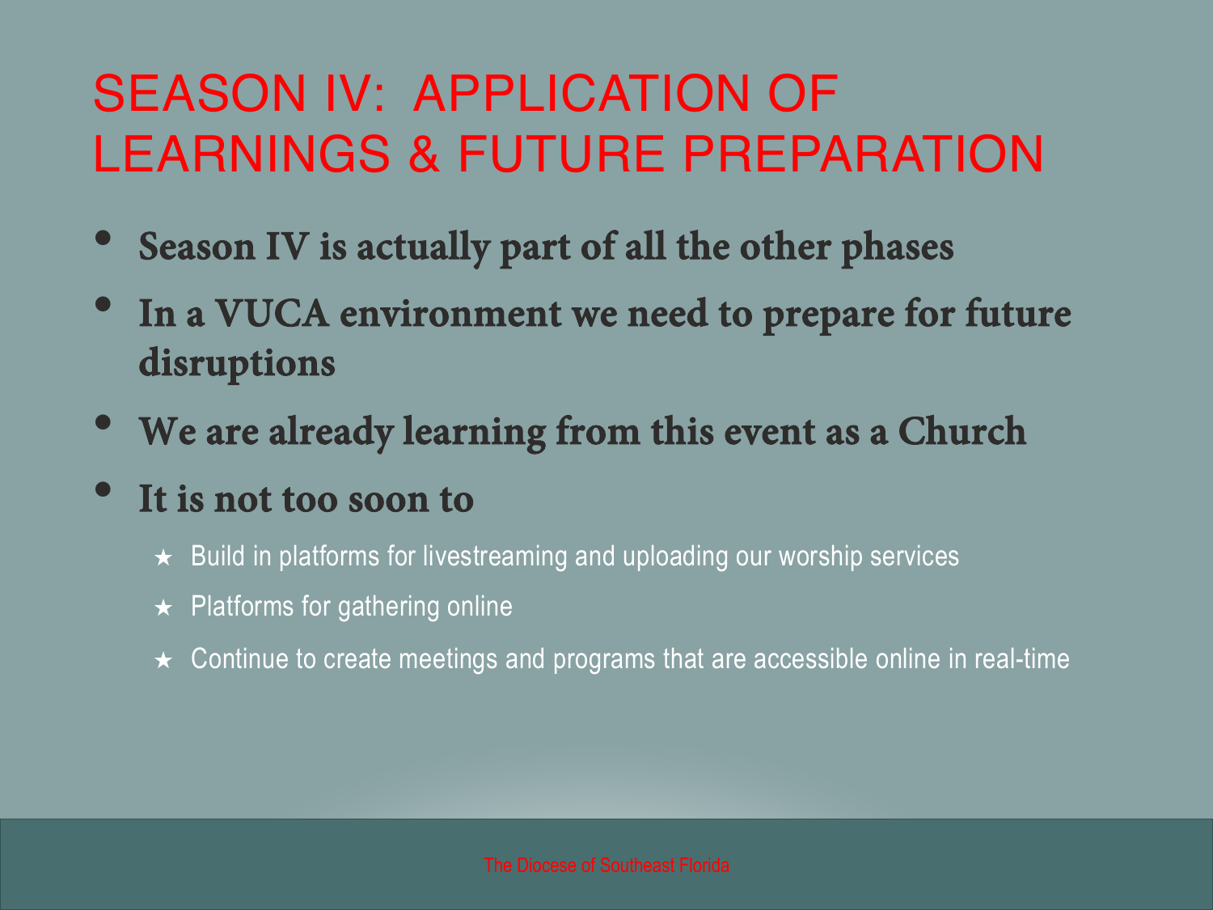# SEASON IV: APPLICATION OF LEARNINGS & FUTURE PREPARATION

- **Season IV is actually part of all the other phases**
- **In a VUCA environment we need to prepare for future disruptions**
- **We are already learning from this event as a Church**
- **It is not too soon to**
  - Build in platforms for livestreaming and uploading our worship services
  - Platforms for gathering online
  - Continue to create meetings and programs that are accessible online in real-time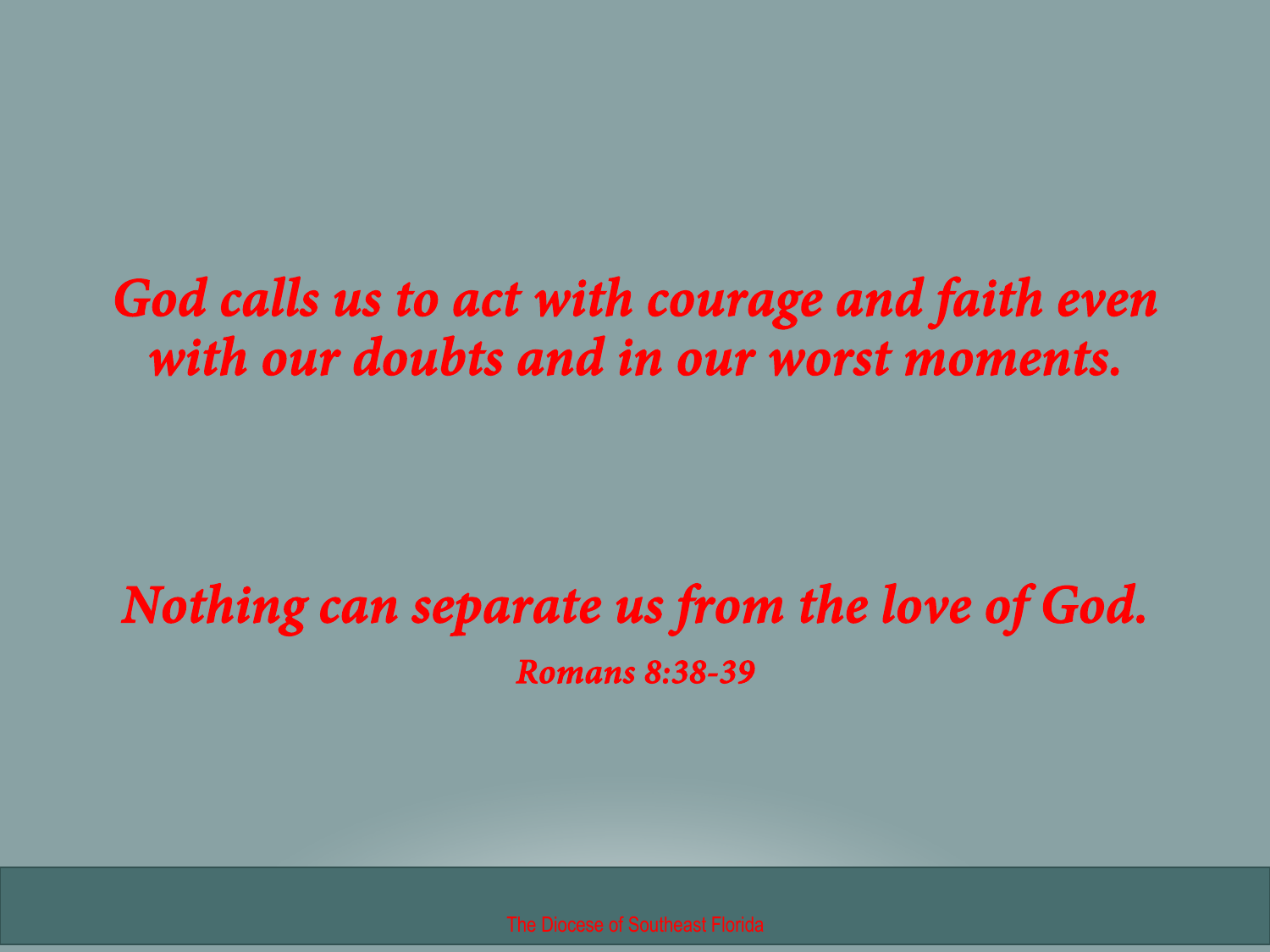*God calls us to act with courage and faith even with our doubts and in our worst moments.*

*Nothing can separate us from the love of God.*

*Romans 8:38-39*